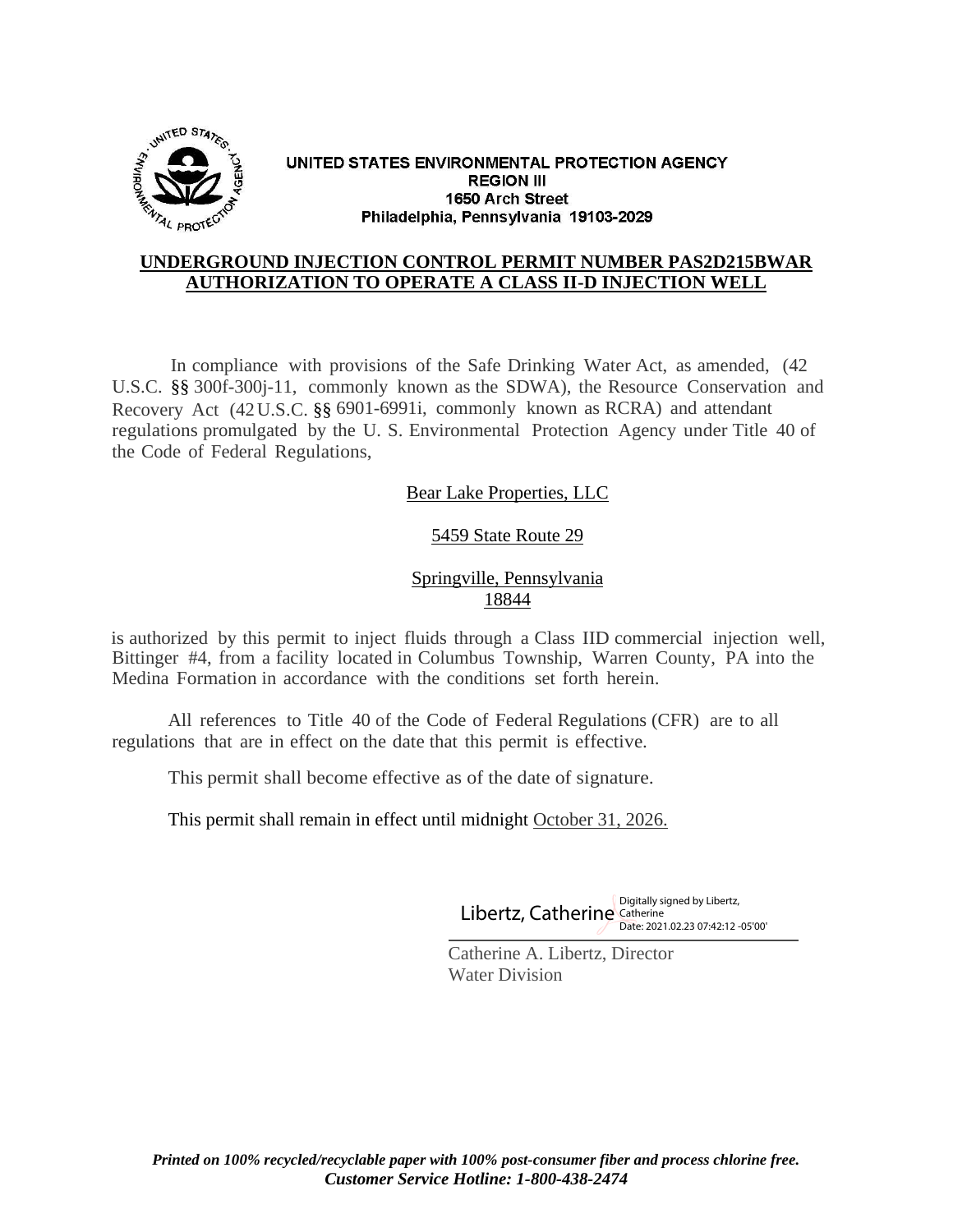UNITED STATES ENVIRONMENTAL PROTECTION AGENCY
REGION III
1650 Arch Street
Philadelphia, Pennsylvania 19103-2029

# UNDERGROUND INJECTION CONTROL PERMIT NUMBER PAS2D215BWAR
# AUTHORIZATION TO OPERATE A CLASS II-D INJECTION WELL

In compliance with provisions of the Safe Drinking Water Act, as amended, (42 U.S.C. §§ 300f-300j-11, commonly known as the SDWA), the Resource Conservation and Recovery Act (42 U.S.C. §§ 6901-6991i, commonly known as RCRA) and attendant regulations promulgated by the U. S. Environmental Protection Agency under Title 40 of the Code of Federal Regulations,

Bear Lake Properties, LLC

5459 State Route 29

Springville, Pennsylvania
18844

is authorized by this permit to inject fluids through a Class IID commercial injection well, Bittinger #4, from a facility located in Columbus Township, Warren County, PA into the Medina Formation in accordance with the conditions set forth herein.

All references to Title 40 of the Code of Federal Regulations (CFR) are to all regulations that are in effect on the date that this permit is effective.

This permit shall become effective as of the date of signature.

This permit shall remain in effect until midnight October 31, 2026.

Libertz, Catherine — Digitally signed by Libertz, Catherine Date: 2021.02.23 07:42:12 -05'00'

Catherine A. Libertz, Director
Water Division

*Printed on 100% recycled/recyclable paper with 100% post-consumer fiber and process chlorine free.*
*Customer Service Hotline: 1-800-438-2474*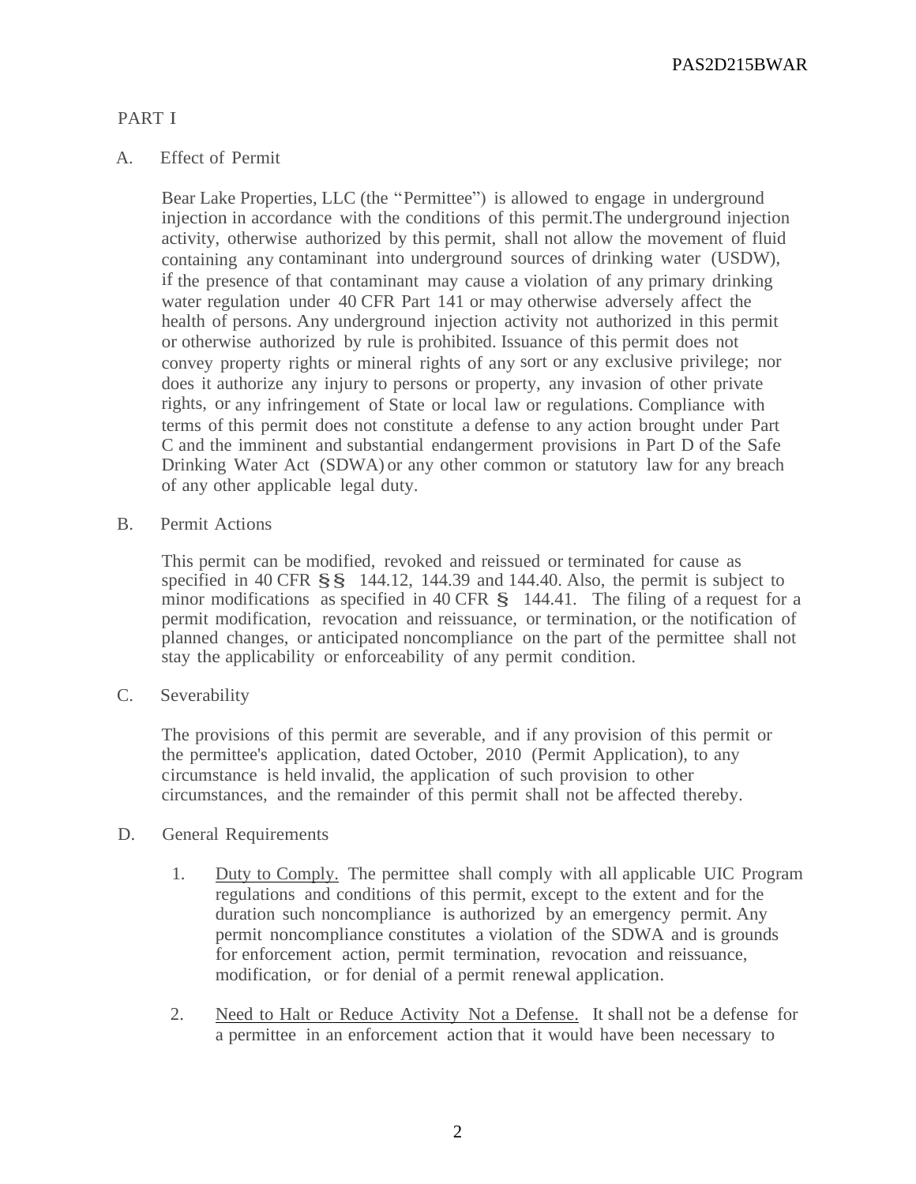## PART I

### A. Effect of Permit

Bear Lake Properties, LLC (the "Permittee") is allowed to engage in underground injection in accordance with the conditions of this permit.The underground injection activity, otherwise authorized by this permit, shall not allow the movement of fluid containing any contaminant into underground sources of drinking water (USDW), if the presence of that contaminant may cause a violation of any primary drinking water regulation under 40 CFR Part 141 or may otherwise adversely affect the health of persons. Any underground injection activity not authorized in this permit or otherwise authorized by rule is prohibited. Issuance of this permit does not convey property rights or mineral rights of any sort or any exclusive privilege; nor does it authorize any injury to persons or property, any invasion of other private rights, or any infringement of State or local law or regulations. Compliance with terms of this permit does not constitute a defense to any action brought under Part C and the imminent and substantial endangerment provisions in Part D of the Safe Drinking Water Act (SDWA) or any other common or statutory law for any breach of any other applicable legal duty.

### B. Permit Actions

This permit can be modified, revoked and reissued or terminated for cause as specified in 40 CFR §§ 144.12, 144.39 and 144.40. Also, the permit is subject to minor modifications as specified in 40 CFR § 144.41. The filing of a request for a permit modification, revocation and reissuance, or termination, or the notification of planned changes, or anticipated noncompliance on the part of the permittee shall not stay the applicability or enforceability of any permit condition.

### C. Severability

The provisions of this permit are severable, and if any provision of this permit or the permittee's application, dated October, 2010 (Permit Application), to any circumstance is held invalid, the application of such provision to other circumstances, and the remainder of this permit shall not be affected thereby.

### D. General Requirements

1. Duty to Comply. The permittee shall comply with all applicable UIC Program regulations and conditions of this permit, except to the extent and for the duration such noncompliance is authorized by an emergency permit. Any permit noncompliance constitutes a violation of the SDWA and is grounds for enforcement action, permit termination, revocation and reissuance, modification, or for denial of a permit renewal application.

2. Need to Halt or Reduce Activity Not a Defense. It shall not be a defense for a permittee in an enforcement action that it would have been necessary to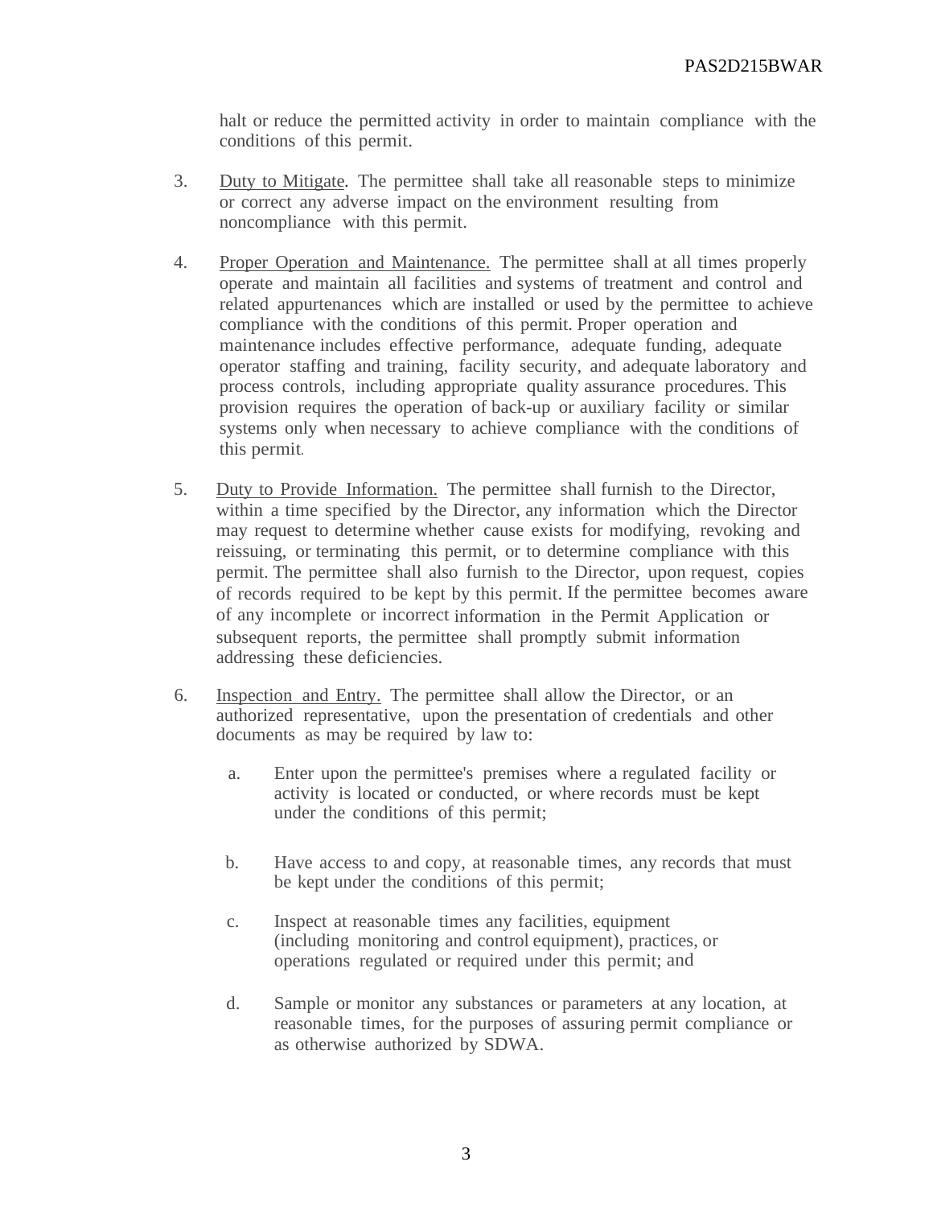halt or reduce the permitted activity in order to maintain compliance with the conditions of this permit.

3. Duty to Mitigate. The permittee shall take all reasonable steps to minimize or correct any adverse impact on the environment resulting from noncompliance with this permit.

4. Proper Operation and Maintenance. The permittee shall at all times properly operate and maintain all facilities and systems of treatment and control and related appurtenances which are installed or used by the permittee to achieve compliance with the conditions of this permit. Proper operation and maintenance includes effective performance, adequate funding, adequate operator staffing and training, facility security, and adequate laboratory and process controls, including appropriate quality assurance procedures. This provision requires the operation of back-up or auxiliary facility or similar systems only when necessary to achieve compliance with the conditions of this permit.

5. Duty to Provide Information. The permittee shall furnish to the Director, within a time specified by the Director, any information which the Director may request to determine whether cause exists for modifying, revoking and reissuing, or terminating this permit, or to determine compliance with this permit. The permittee shall also furnish to the Director, upon request, copies of records required to be kept by this permit. If the permittee becomes aware of any incomplete or incorrect information in the Permit Application or subsequent reports, the permittee shall promptly submit information addressing these deficiencies.

6. Inspection and Entry. The permittee shall allow the Director, or an authorized representative, upon the presentation of credentials and other documents as may be required by law to:

   a. Enter upon the permittee's premises where a regulated facility or activity is located or conducted, or where records must be kept under the conditions of this permit;

   b. Have access to and copy, at reasonable times, any records that must be kept under the conditions of this permit;

   c. Inspect at reasonable times any facilities, equipment (including monitoring and control equipment), practices, or operations regulated or required under this permit; and

   d. Sample or monitor any substances or parameters at any location, at reasonable times, for the purposes of assuring permit compliance or as otherwise authorized by SDWA.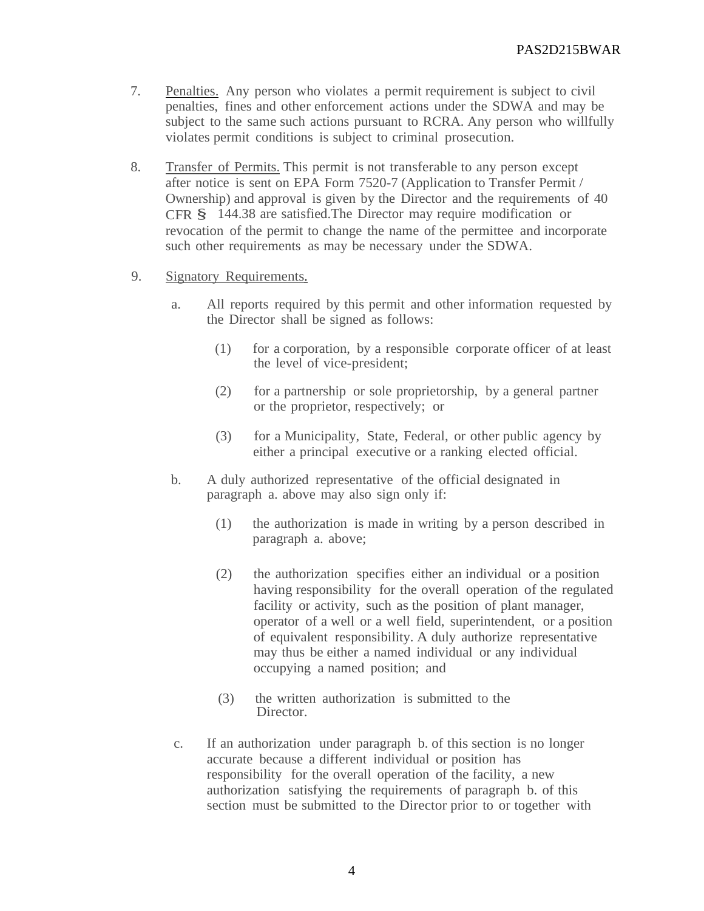7. Penalties. Any person who violates a permit requirement is subject to civil penalties, fines and other enforcement actions under the SDWA and may be subject to the same such actions pursuant to RCRA. Any person who willfully violates permit conditions is subject to criminal prosecution.

8. Transfer of Permits. This permit is not transferable to any person except after notice is sent on EPA Form 7520-7 (Application to Transfer Permit / Ownership) and approval is given by the Director and the requirements of 40 CFR § 144.38 are satisfied.The Director may require modification or revocation of the permit to change the name of the permittee and incorporate such other requirements as may be necessary under the SDWA.

9. Signatory Requirements.

   a. All reports required by this permit and other information requested by the Director shall be signed as follows:

      (1) for a corporation, by a responsible corporate officer of at least the level of vice-president;

      (2) for a partnership or sole proprietorship, by a general partner or the proprietor, respectively; or

      (3) for a Municipality, State, Federal, or other public agency by either a principal executive or a ranking elected official.

   b. A duly authorized representative of the official designated in paragraph a. above may also sign only if:

      (1) the authorization is made in writing by a person described in paragraph a. above;

      (2) the authorization specifies either an individual or a position having responsibility for the overall operation of the regulated facility or activity, such as the position of plant manager, operator of a well or a well field, superintendent, or a position of equivalent responsibility. A duly authorize representative may thus be either a named individual or any individual occupying a named position; and

      (3) the written authorization is submitted to the Director.

   c. If an authorization under paragraph b. of this section is no longer accurate because a different individual or position has responsibility for the overall operation of the facility, a new authorization satisfying the requirements of paragraph b. of this section must be submitted to the Director prior to or together with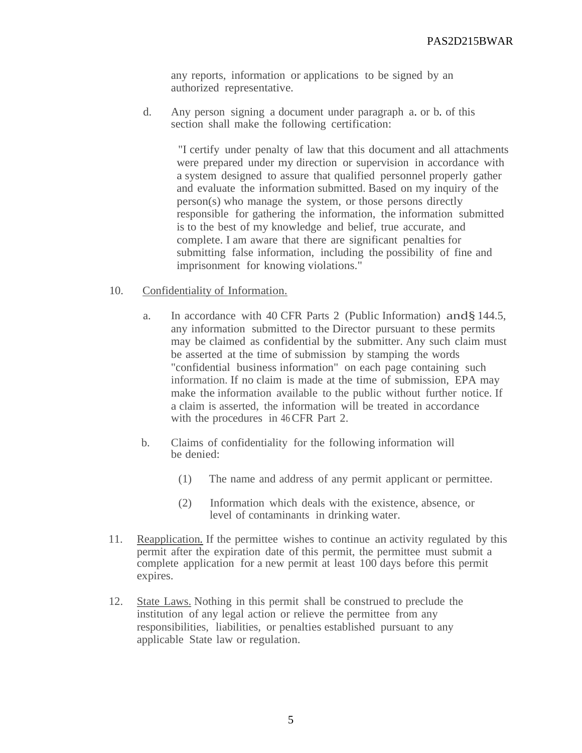any reports, information or applications to be signed by an authorized representative.

d. Any person signing a document under paragraph a. or b. of this section shall make the following certification:

> "I certify under penalty of law that this document and all attachments were prepared under my direction or supervision in accordance with a system designed to assure that qualified personnel properly gather and evaluate the information submitted. Based on my inquiry of the person(s) who manage the system, or those persons directly responsible for gathering the information, the information submitted is to the best of my knowledge and belief, true accurate, and complete. I am aware that there are significant penalties for submitting false information, including the possibility of fine and imprisonment for knowing violations."

10. Confidentiality of Information.

   a. In accordance with 40 CFR Parts 2 (Public Information) and§ 144.5, any information submitted to the Director pursuant to these permits may be claimed as confidential by the submitter. Any such claim must be asserted at the time of submission by stamping the words "confidential business information" on each page containing such information. If no claim is made at the time of submission, EPA may make the information available to the public without further notice. If a claim is asserted, the information will be treated in accordance with the procedures in 46 CFR Part 2.

   b. Claims of confidentiality for the following information will be denied:

      (1) The name and address of any permit applicant or permittee.

      (2) Information which deals with the existence, absence, or level of contaminants in drinking water.

11. Reapplication. If the permittee wishes to continue an activity regulated by this permit after the expiration date of this permit, the permittee must submit a complete application for a new permit at least 100 days before this permit expires.

12. State Laws. Nothing in this permit shall be construed to preclude the institution of any legal action or relieve the permittee from any responsibilities, liabilities, or penalties established pursuant to any applicable State law or regulation.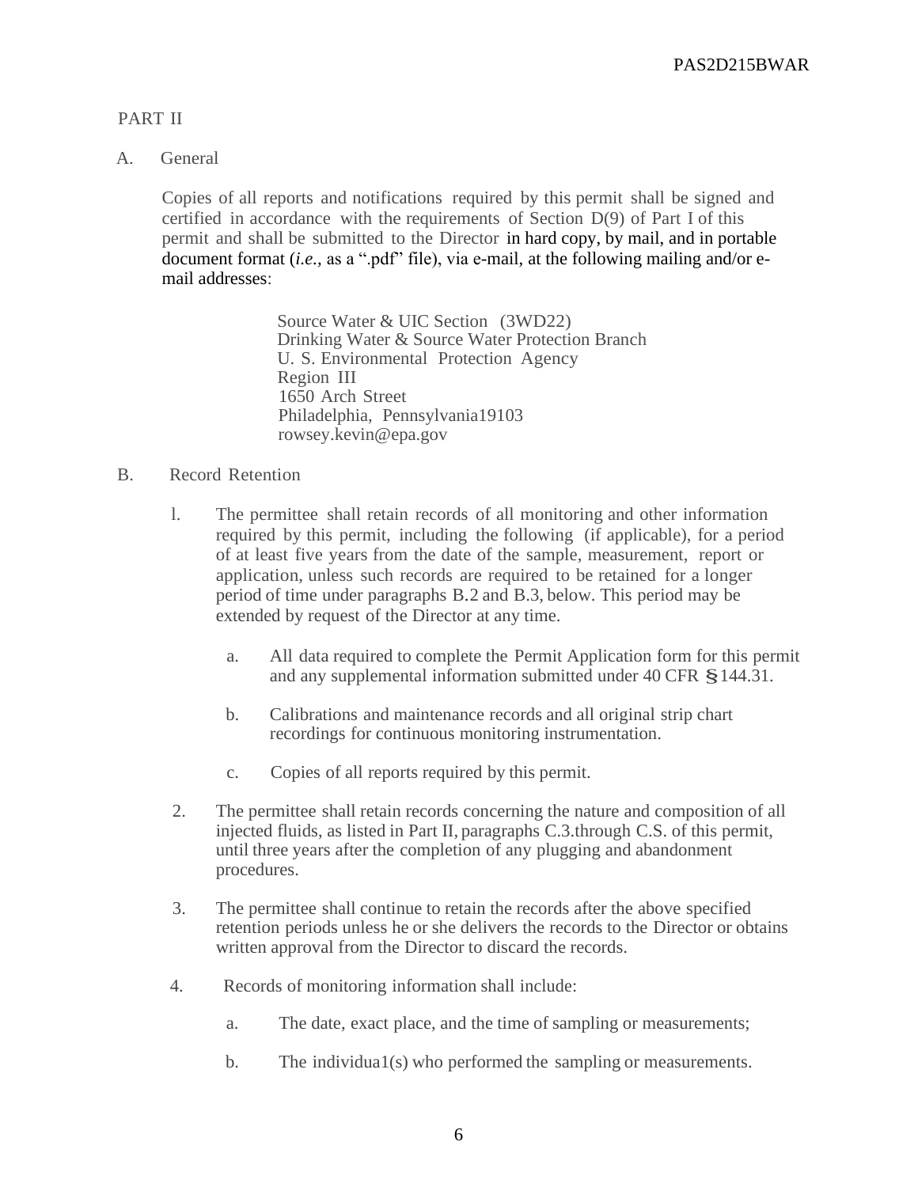## PART II

### A. General

Copies of all reports and notifications required by this permit shall be signed and certified in accordance with the requirements of Section D(9) of Part I of this permit and shall be submitted to the Director in hard copy, by mail, and in portable document format (*i.e.,* as a ".pdf" file), via e-mail, at the following mailing and/or e-mail addresses:

> Source Water & UIC Section (3WD22)
> Drinking Water & Source Water Protection Branch
> U. S. Environmental Protection Agency
> Region III
> 1650 Arch Street
> Philadelphia, Pennsylvania19103
> rowsey.kevin@epa.gov

### B. Record Retention

1. The permittee shall retain records of all monitoring and other information required by this permit, including the following (if applicable), for a period of at least five years from the date of the sample, measurement, report or application, unless such records are required to be retained for a longer period of time under paragraphs B.2 and B.3, below. This period may be extended by request of the Director at any time.

   a. All data required to complete the Permit Application form for this permit and any supplemental information submitted under 40 CFR §144.31.

   b. Calibrations and maintenance records and all original strip chart recordings for continuous monitoring instrumentation.

   c. Copies of all reports required by this permit.

2. The permittee shall retain records concerning the nature and composition of all injected fluids, as listed in Part II, paragraphs C.3.through C.S. of this permit, until three years after the completion of any plugging and abandonment procedures.

3. The permittee shall continue to retain the records after the above specified retention periods unless he or she delivers the records to the Director or obtains written approval from the Director to discard the records.

4. Records of monitoring information shall include:

   a. The date, exact place, and the time of sampling or measurements;

   b. The individua1(s) who performed the sampling or measurements.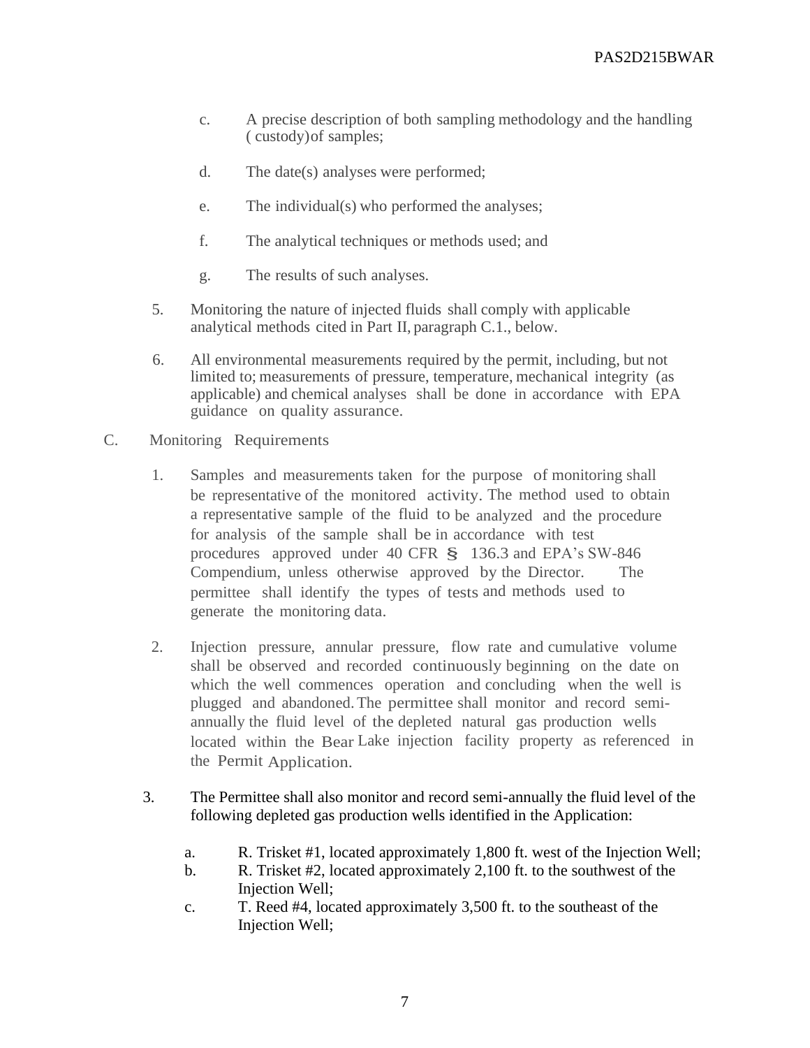c. A precise description of both sampling methodology and the handling ( custody)of samples;

d. The date(s) analyses were performed;

e. The individual(s) who performed the analyses;

f. The analytical techniques or methods used; and

g. The results of such analyses.

5. Monitoring the nature of injected fluids shall comply with applicable analytical methods cited in Part II, paragraph C.1., below.

6. All environmental measurements required by the permit, including, but not limited to; measurements of pressure, temperature, mechanical integrity (as applicable) and chemical analyses shall be done in accordance with EPA guidance on quality assurance.

C. Monitoring Requirements

1. Samples and measurements taken for the purpose of monitoring shall be representative of the monitored activity. The method used to obtain a representative sample of the fluid to be analyzed and the procedure for analysis of the sample shall be in accordance with test procedures approved under 40 CFR § 136.3 and EPA's SW-846 Compendium, unless otherwise approved by the Director. The permittee shall identify the types of tests and methods used to generate the monitoring data.

2. Injection pressure, annular pressure, flow rate and cumulative volume shall be observed and recorded continuously beginning on the date on which the well commences operation and concluding when the well is plugged and abandoned. The permittee shall monitor and record semi-annually the fluid level of the depleted natural gas production wells located within the Bear Lake injection facility property as referenced in the Permit Application.

3. The Permittee shall also monitor and record semi-annually the fluid level of the following depleted gas production wells identified in the Application:

   a. R. Trisket #1, located approximately 1,800 ft. west of the Injection Well;
   b. R. Trisket #2, located approximately 2,100 ft. to the southwest of the Injection Well;
   c. T. Reed #4, located approximately 3,500 ft. to the southeast of the Injection Well;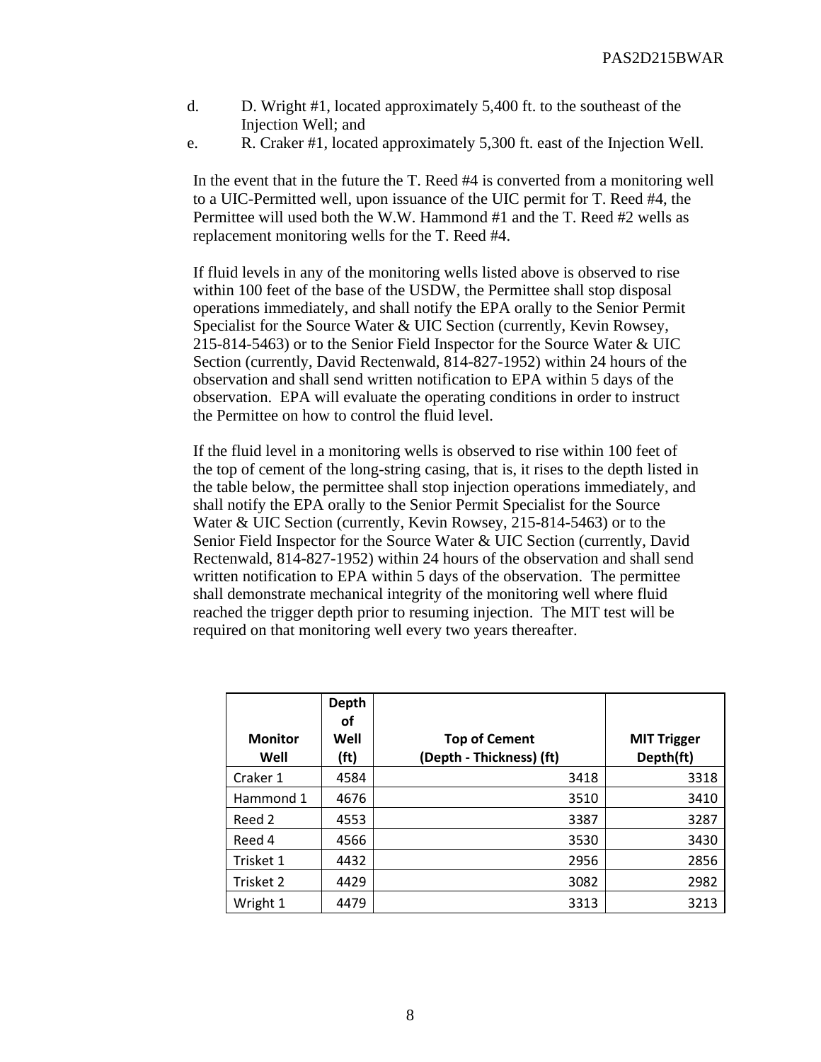d. D. Wright #1, located approximately 5,400 ft. to the southeast of the Injection Well; and

e. R. Craker #1, located approximately 5,300 ft. east of the Injection Well.

In the event that in the future the T. Reed #4 is converted from a monitoring well to a UIC-Permitted well, upon issuance of the UIC permit for T. Reed #4, the Permittee will used both the W.W. Hammond #1 and the T. Reed #2 wells as replacement monitoring wells for the T. Reed #4.

If fluid levels in any of the monitoring wells listed above is observed to rise within 100 feet of the base of the USDW, the Permittee shall stop disposal operations immediately, and shall notify the EPA orally to the Senior Permit Specialist for the Source Water & UIC Section (currently, Kevin Rowsey, 215-814-5463) or to the Senior Field Inspector for the Source Water & UIC Section (currently, David Rectenwald, 814-827-1952) within 24 hours of the observation and shall send written notification to EPA within 5 days of the observation. EPA will evaluate the operating conditions in order to instruct the Permittee on how to control the fluid level.

If the fluid level in a monitoring wells is observed to rise within 100 feet of the top of cement of the long-string casing, that is, it rises to the depth listed in the table below, the permittee shall stop injection operations immediately, and shall notify the EPA orally to the Senior Permit Specialist for the Source Water & UIC Section (currently, Kevin Rowsey, 215-814-5463) or to the Senior Field Inspector for the Source Water & UIC Section (currently, David Rectenwald, 814-827-1952) within 24 hours of the observation and shall send written notification to EPA within 5 days of the observation. The permittee shall demonstrate mechanical integrity of the monitoring well where fluid reached the trigger depth prior to resuming injection. The MIT test will be required on that monitoring well every two years thereafter.

| Monitor Well | Depth of Well (ft) | Top of Cement (Depth - Thickness) (ft) | MIT Trigger Depth(ft) |
|---|---|---|---|
| Craker 1 | 4584 | 3418 | 3318 |
| Hammond 1 | 4676 | 3510 | 3410 |
| Reed 2 | 4553 | 3387 | 3287 |
| Reed 4 | 4566 | 3530 | 3430 |
| Trisket 1 | 4432 | 2956 | 2856 |
| Trisket 2 | 4429 | 3082 | 2982 |
| Wright 1 | 4479 | 3313 | 3213 |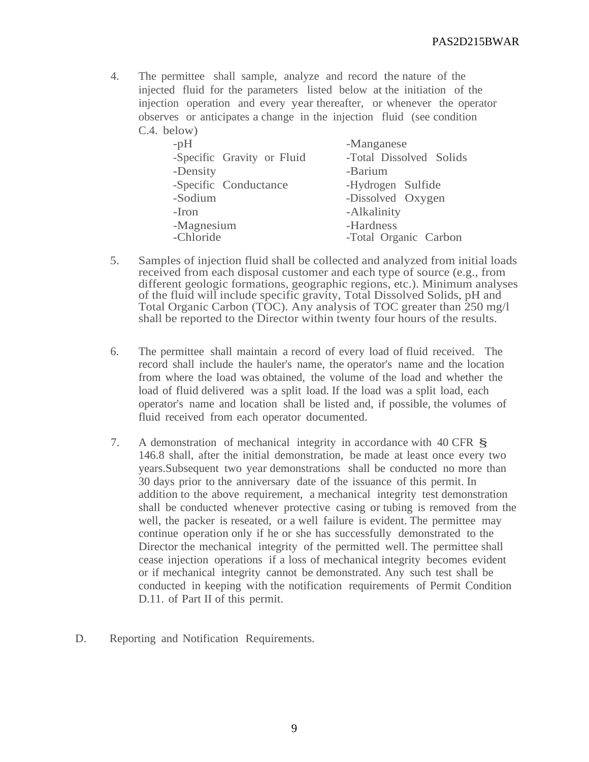4. The permittee shall sample, analyze and record the nature of the injected fluid for the parameters listed below at the initiation of the injection operation and every year thereafter, or whenever the operator observes or anticipates a change in the injection fluid (see condition C.4. below)

| | |
|---|---|
| -pH | -Manganese |
| -Specific Gravity or Fluid | -Total Dissolved Solids |
| -Density | -Barium |
| -Specific Conductance | -Hydrogen Sulfide |
| -Sodium | -Dissolved Oxygen |
| -Iron | -Alkalinity |
| -Magnesium | -Hardness |
| -Chloride | -Total Organic Carbon |

5. Samples of injection fluid shall be collected and analyzed from initial loads received from each disposal customer and each type of source (e.g., from different geologic formations, geographic regions, etc.). Minimum analyses of the fluid will include specific gravity, Total Dissolved Solids, pH and Total Organic Carbon (TOC). Any analysis of TOC greater than 250 mg/l shall be reported to the Director within twenty four hours of the results.

6. The permittee shall maintain a record of every load of fluid received. The record shall include the hauler's name, the operator's name and the location from where the load was obtained, the volume of the load and whether the load of fluid delivered was a split load. If the load was a split load, each operator's name and location shall be listed and, if possible, the volumes of fluid received from each operator documented.

7. A demonstration of mechanical integrity in accordance with 40 CFR § 146.8 shall, after the initial demonstration, be made at least once every two years.Subsequent two year demonstrations shall be conducted no more than 30 days prior to the anniversary date of the issuance of this permit. In addition to the above requirement, a mechanical integrity test demonstration shall be conducted whenever protective casing or tubing is removed from the well, the packer is reseated, or a well failure is evident. The permittee may continue operation only if he or she has successfully demonstrated to the Director the mechanical integrity of the permitted well. The permittee shall cease injection operations if a loss of mechanical integrity becomes evident or if mechanical integrity cannot be demonstrated. Any such test shall be conducted in keeping with the notification requirements of Permit Condition D.11. of Part II of this permit.

D. Reporting and Notification Requirements.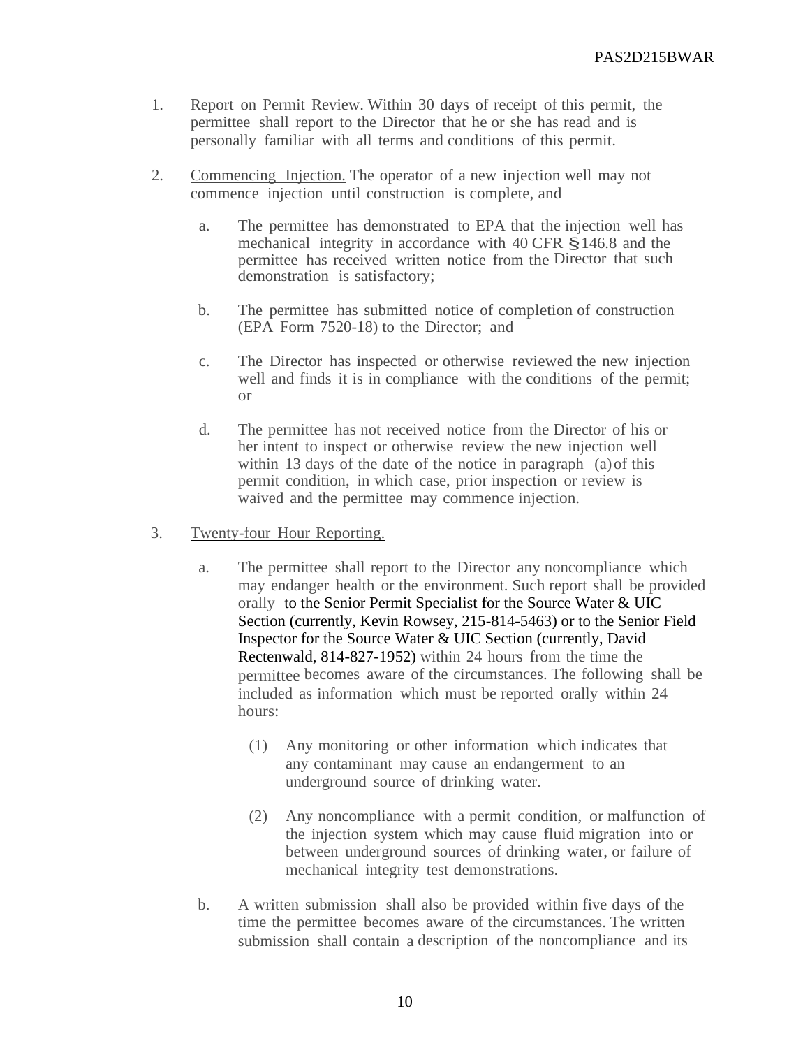1. Report on Permit Review. Within 30 days of receipt of this permit, the permittee shall report to the Director that he or she has read and is personally familiar with all terms and conditions of this permit.

2. Commencing Injection. The operator of a new injection well may not commence injection until construction is complete, and

   a. The permittee has demonstrated to EPA that the injection well has mechanical integrity in accordance with 40 CFR §146.8 and the permittee has received written notice from the Director that such demonstration is satisfactory;

   b. The permittee has submitted notice of completion of construction (EPA Form 7520-18) to the Director; and

   c. The Director has inspected or otherwise reviewed the new injection well and finds it is in compliance with the conditions of the permit; or

   d. The permittee has not received notice from the Director of his or her intent to inspect or otherwise review the new injection well within 13 days of the date of the notice in paragraph (a) of this permit condition, in which case, prior inspection or review is waived and the permittee may commence injection.

3. Twenty-four Hour Reporting.

   a. The permittee shall report to the Director any noncompliance which may endanger health or the environment. Such report shall be provided orally to the Senior Permit Specialist for the Source Water & UIC Section (currently, Kevin Rowsey, 215-814-5463) or to the Senior Field Inspector for the Source Water & UIC Section (currently, David Rectenwald, 814-827-1952) within 24 hours from the time the permittee becomes aware of the circumstances. The following shall be included as information which must be reported orally within 24 hours:

      (1) Any monitoring or other information which indicates that any contaminant may cause an endangerment to an underground source of drinking water.

      (2) Any noncompliance with a permit condition, or malfunction of the injection system which may cause fluid migration into or between underground sources of drinking water, or failure of mechanical integrity test demonstrations.

   b. A written submission shall also be provided within five days of the time the permittee becomes aware of the circumstances. The written submission shall contain a description of the noncompliance and its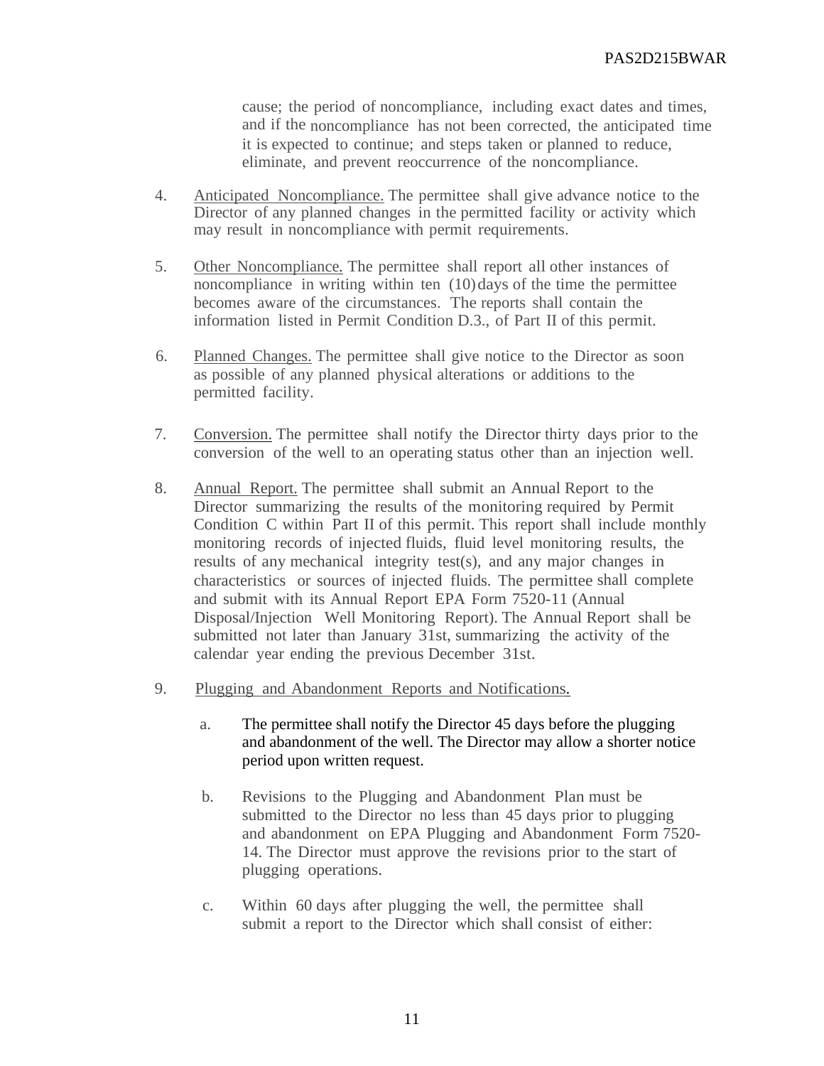cause; the period of noncompliance, including exact dates and times, and if the noncompliance has not been corrected, the anticipated time it is expected to continue; and steps taken or planned to reduce, eliminate, and prevent reoccurrence of the noncompliance.

4. Anticipated Noncompliance. The permittee shall give advance notice to the Director of any planned changes in the permitted facility or activity which may result in noncompliance with permit requirements.

5. Other Noncompliance. The permittee shall report all other instances of noncompliance in writing within ten (10) days of the time the permittee becomes aware of the circumstances. The reports shall contain the information listed in Permit Condition D.3., of Part II of this permit.

6. Planned Changes. The permittee shall give notice to the Director as soon as possible of any planned physical alterations or additions to the permitted facility.

7. Conversion. The permittee shall notify the Director thirty days prior to the conversion of the well to an operating status other than an injection well.

8. Annual Report. The permittee shall submit an Annual Report to the Director summarizing the results of the monitoring required by Permit Condition C within Part II of this permit. This report shall include monthly monitoring records of injected fluids, fluid level monitoring results, the results of any mechanical integrity test(s), and any major changes in characteristics or sources of injected fluids. The permittee shall complete and submit with its Annual Report EPA Form 7520-11 (Annual Disposal/Injection Well Monitoring Report). The Annual Report shall be submitted not later than January 31st, summarizing the activity of the calendar year ending the previous December 31st.

9. Plugging and Abandonment Reports and Notifications.

   a. The permittee shall notify the Director 45 days before the plugging and abandonment of the well. The Director may allow a shorter notice period upon written request.

   b. Revisions to the Plugging and Abandonment Plan must be submitted to the Director no less than 45 days prior to plugging and abandonment on EPA Plugging and Abandonment Form 7520-14. The Director must approve the revisions prior to the start of plugging operations.

   c. Within 60 days after plugging the well, the permittee shall submit a report to the Director which shall consist of either: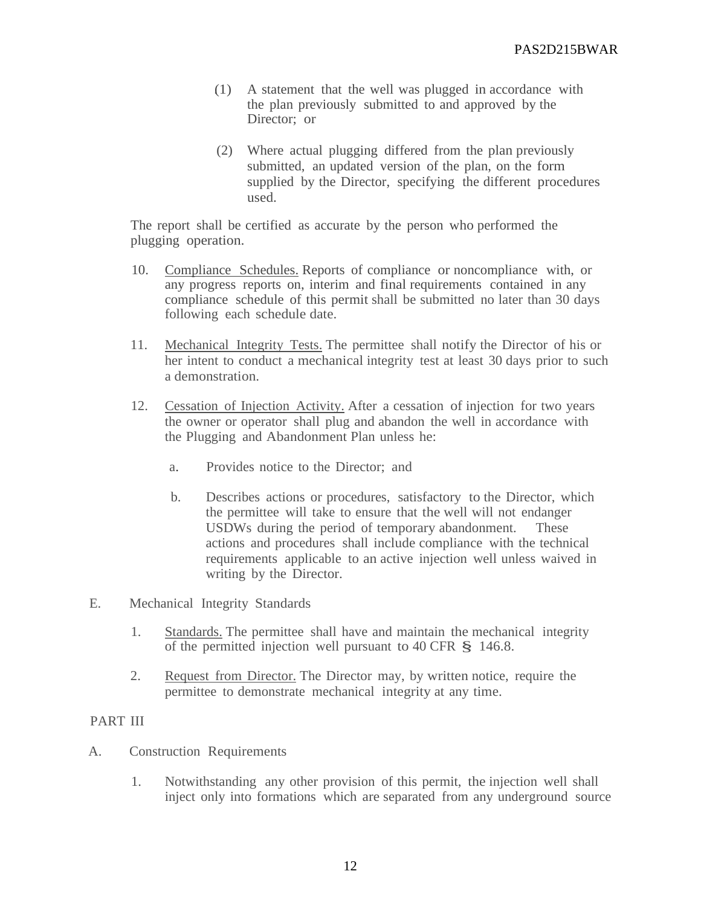(1) A statement that the well was plugged in accordance with the plan previously submitted to and approved by the Director; or

(2) Where actual plugging differed from the plan previously submitted, an updated version of the plan, on the form supplied by the Director, specifying the different procedures used.

The report shall be certified as accurate by the person who performed the plugging operation.

10. Compliance Schedules. Reports of compliance or noncompliance with, or any progress reports on, interim and final requirements contained in any compliance schedule of this permit shall be submitted no later than 30 days following each schedule date.

11. Mechanical Integrity Tests. The permittee shall notify the Director of his or her intent to conduct a mechanical integrity test at least 30 days prior to such a demonstration.

12. Cessation of Injection Activity. After a cessation of injection for two years the owner or operator shall plug and abandon the well in accordance with the Plugging and Abandonment Plan unless he:

    a. Provides notice to the Director; and

    b. Describes actions or procedures, satisfactory to the Director, which the permittee will take to ensure that the well will not endanger USDWs during the period of temporary abandonment. These actions and procedures shall include compliance with the technical requirements applicable to an active injection well unless waived in writing by the Director.

E. Mechanical Integrity Standards

1. Standards. The permittee shall have and maintain the mechanical integrity of the permitted injection well pursuant to 40 CFR § 146.8.

2. Request from Director. The Director may, by written notice, require the permittee to demonstrate mechanical integrity at any time.

PART III

A. Construction Requirements

1. Notwithstanding any other provision of this permit, the injection well shall inject only into formations which are separated from any underground source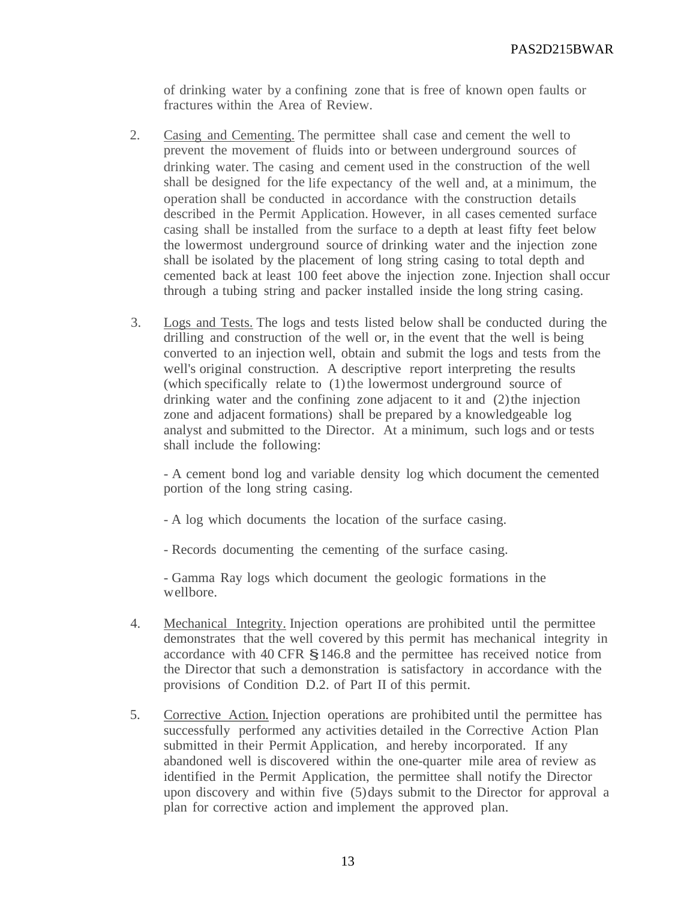of drinking water by a confining zone that is free of known open faults or fractures within the Area of Review.

2. Casing and Cementing. The permittee shall case and cement the well to prevent the movement of fluids into or between underground sources of drinking water. The casing and cement used in the construction of the well shall be designed for the life expectancy of the well and, at a minimum, the operation shall be conducted in accordance with the construction details described in the Permit Application. However, in all cases cemented surface casing shall be installed from the surface to a depth at least fifty feet below the lowermost underground source of drinking water and the injection zone shall be isolated by the placement of long string casing to total depth and cemented back at least 100 feet above the injection zone. Injection shall occur through a tubing string and packer installed inside the long string casing.

3. Logs and Tests. The logs and tests listed below shall be conducted during the drilling and construction of the well or, in the event that the well is being converted to an injection well, obtain and submit the logs and tests from the well's original construction. A descriptive report interpreting the results (which specifically relate to (1) the lowermost underground source of drinking water and the confining zone adjacent to it and (2) the injection zone and adjacent formations) shall be prepared by a knowledgeable log analyst and submitted to the Director. At a minimum, such logs and or tests shall include the following:

   - A cement bond log and variable density log which document the cemented portion of the long string casing.

   - A log which documents the location of the surface casing.

   - Records documenting the cementing of the surface casing.

   - Gamma Ray logs which document the geologic formations in the wellbore.

4. Mechanical Integrity. Injection operations are prohibited until the permittee demonstrates that the well covered by this permit has mechanical integrity in accordance with 40 CFR §146.8 and the permittee has received notice from the Director that such a demonstration is satisfactory in accordance with the provisions of Condition D.2. of Part II of this permit.

5. Corrective Action. Injection operations are prohibited until the permittee has successfully performed any activities detailed in the Corrective Action Plan submitted in their Permit Application, and hereby incorporated. If any abandoned well is discovered within the one-quarter mile area of review as identified in the Permit Application, the permittee shall notify the Director upon discovery and within five (5) days submit to the Director for approval a plan for corrective action and implement the approved plan.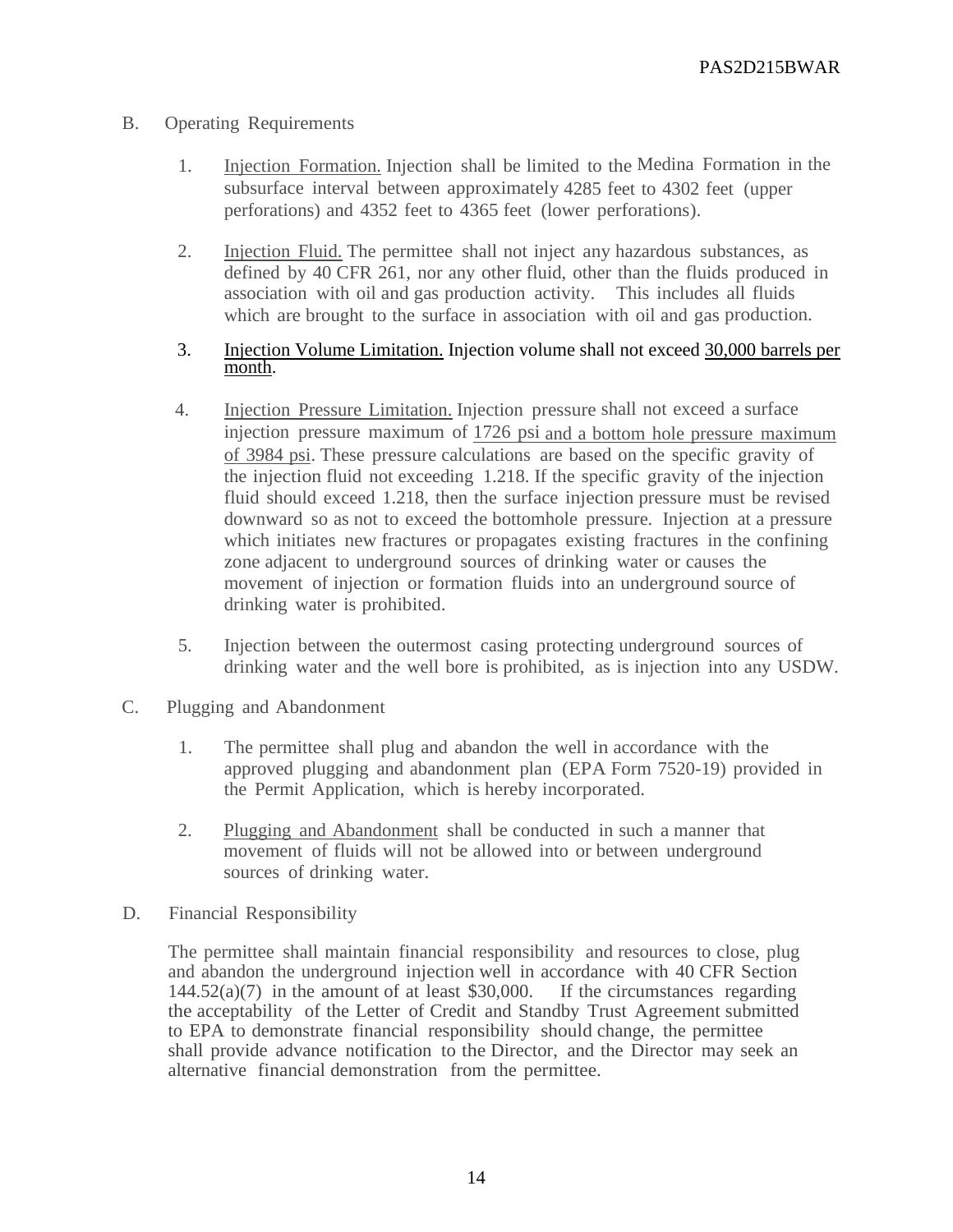## B. Operating Requirements

1. Injection Formation. Injection shall be limited to the Medina Formation in the subsurface interval between approximately 4285 feet to 4302 feet (upper perforations) and 4352 feet to 4365 feet (lower perforations).

2. Injection Fluid. The permittee shall not inject any hazardous substances, as defined by 40 CFR 261, nor any other fluid, other than the fluids produced in association with oil and gas production activity. This includes all fluids which are brought to the surface in association with oil and gas production.

3. Injection Volume Limitation. Injection volume shall not exceed 30,000 barrels per month.

4. Injection Pressure Limitation. Injection pressure shall not exceed a surface injection pressure maximum of 1726 psi and a bottom hole pressure maximum of 3984 psi. These pressure calculations are based on the specific gravity of the injection fluid not exceeding 1.218. If the specific gravity of the injection fluid should exceed 1.218, then the surface injection pressure must be revised downward so as not to exceed the bottomhole pressure. Injection at a pressure which initiates new fractures or propagates existing fractures in the confining zone adjacent to underground sources of drinking water or causes the movement of injection or formation fluids into an underground source of drinking water is prohibited.

5. Injection between the outermost casing protecting underground sources of drinking water and the well bore is prohibited, as is injection into any USDW.

## C. Plugging and Abandonment

1. The permittee shall plug and abandon the well in accordance with the approved plugging and abandonment plan (EPA Form 7520-19) provided in the Permit Application, which is hereby incorporated.

2. Plugging and Abandonment shall be conducted in such a manner that movement of fluids will not be allowed into or between underground sources of drinking water.

## D. Financial Responsibility

The permittee shall maintain financial responsibility and resources to close, plug and abandon the underground injection well in accordance with 40 CFR Section 144.52(a)(7) in the amount of at least $30,000. If the circumstances regarding the acceptability of the Letter of Credit and Standby Trust Agreement submitted to EPA to demonstrate financial responsibility should change, the permittee shall provide advance notification to the Director, and the Director may seek an alternative financial demonstration from the permittee.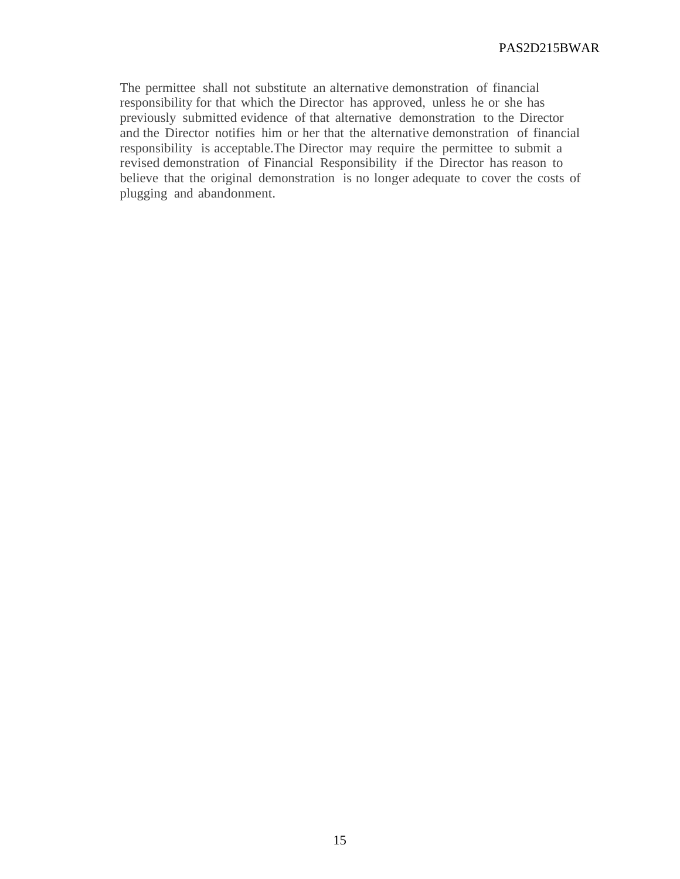The permittee shall not substitute an alternative demonstration of financial responsibility for that which the Director has approved, unless he or she has previously submitted evidence of that alternative demonstration to the Director and the Director notifies him or her that the alternative demonstration of financial responsibility is acceptable.The Director may require the permittee to submit a revised demonstration of Financial Responsibility if the Director has reason to believe that the original demonstration is no longer adequate to cover the costs of plugging and abandonment.